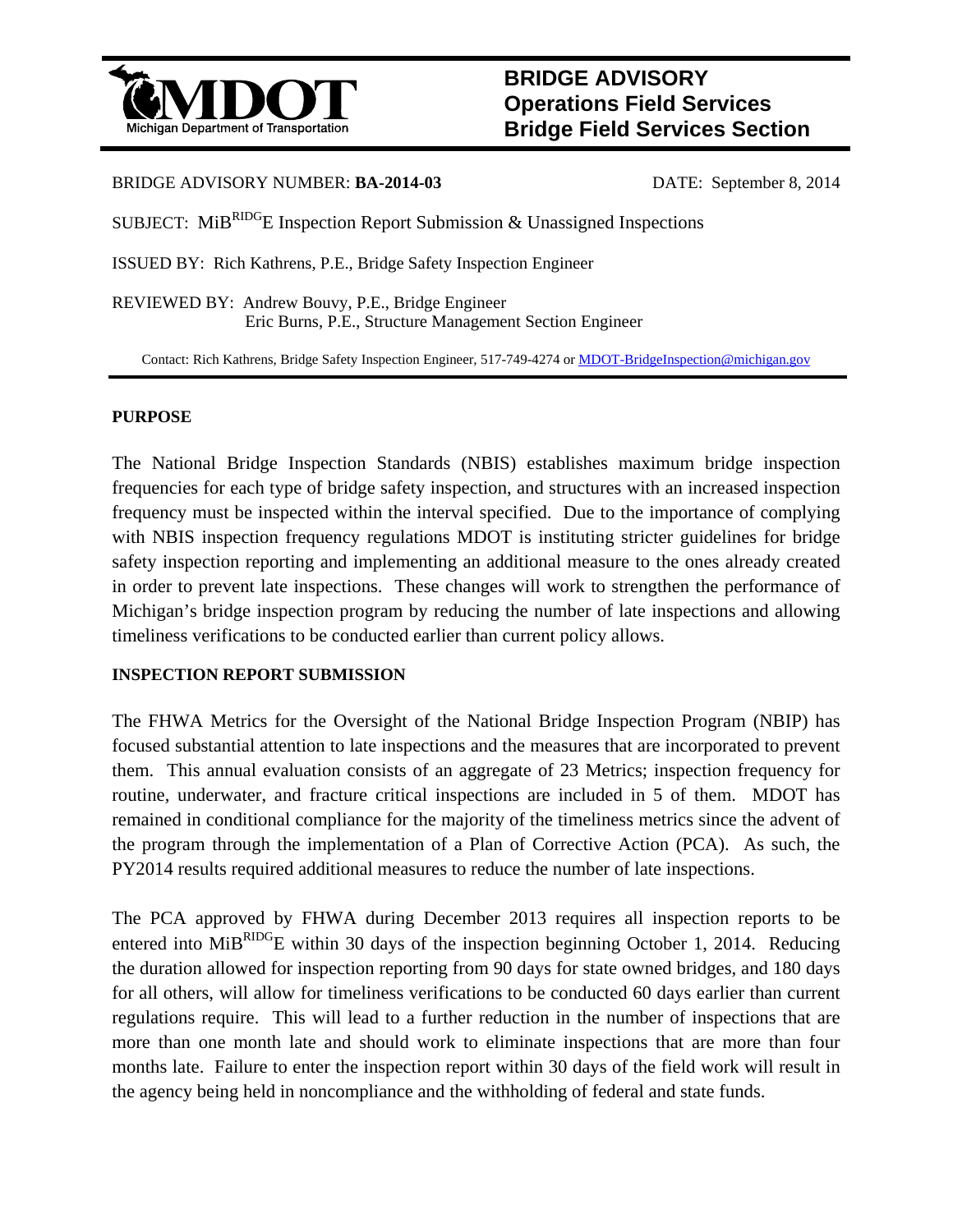**Michigan Department of Transportation**

# BRIDGE ADVISORY
## Operations Field Services
## Bridge Field Services Section

BRIDGE ADVISORY NUMBER: **BA-2014-03** DATE: September 8, 2014

SUBJECT: MiB[RIDG]E Inspection Report Submission & Unassigned Inspections

ISSUED BY: Rich Kathrens, P.E., Bridge Safety Inspection Engineer

REVIEWED BY: Andrew Bouvy, P.E., Bridge Engineer
Eric Burns, P.E., Structure Management Section Engineer

Contact: Rich Kathrens, Bridge Safety Inspection Engineer, 517-749-4274 or MDOT-BridgeInspection@michigan.gov

---

**PURPOSE**

The National Bridge Inspection Standards (NBIS) establishes maximum bridge inspection frequencies for each type of bridge safety inspection, and structures with an increased inspection frequency must be inspected within the interval specified. Due to the importance of complying with NBIS inspection frequency regulations MDOT is instituting stricter guidelines for bridge safety inspection reporting and implementing an additional measure to the ones already created in order to prevent late inspections. These changes will work to strengthen the performance of Michigan's bridge inspection program by reducing the number of late inspections and allowing timeliness verifications to be conducted earlier than current policy allows.

**INSPECTION REPORT SUBMISSION**

The FHWA Metrics for the Oversight of the National Bridge Inspection Program (NBIP) has focused substantial attention to late inspections and the measures that are incorporated to prevent them. This annual evaluation consists of an aggregate of 23 Metrics; inspection frequency for routine, underwater, and fracture critical inspections are included in 5 of them. MDOT has remained in conditional compliance for the majority of the timeliness metrics since the advent of the program through the implementation of a Plan of Corrective Action (PCA). As such, the PY2014 results required additional measures to reduce the number of late inspections.

The PCA approved by FHWA during December 2013 requires all inspection reports to be entered into MiB[RIDG]E within 30 days of the inspection beginning October 1, 2014. Reducing the duration allowed for inspection reporting from 90 days for state owned bridges, and 180 days for all others, will allow for timeliness verifications to be conducted 60 days earlier than current regulations require. This will lead to a further reduction in the number of inspections that are more than one month late and should work to eliminate inspections that are more than four months late. Failure to enter the inspection report within 30 days of the field work will result in the agency being held in noncompliance and the withholding of federal and state funds.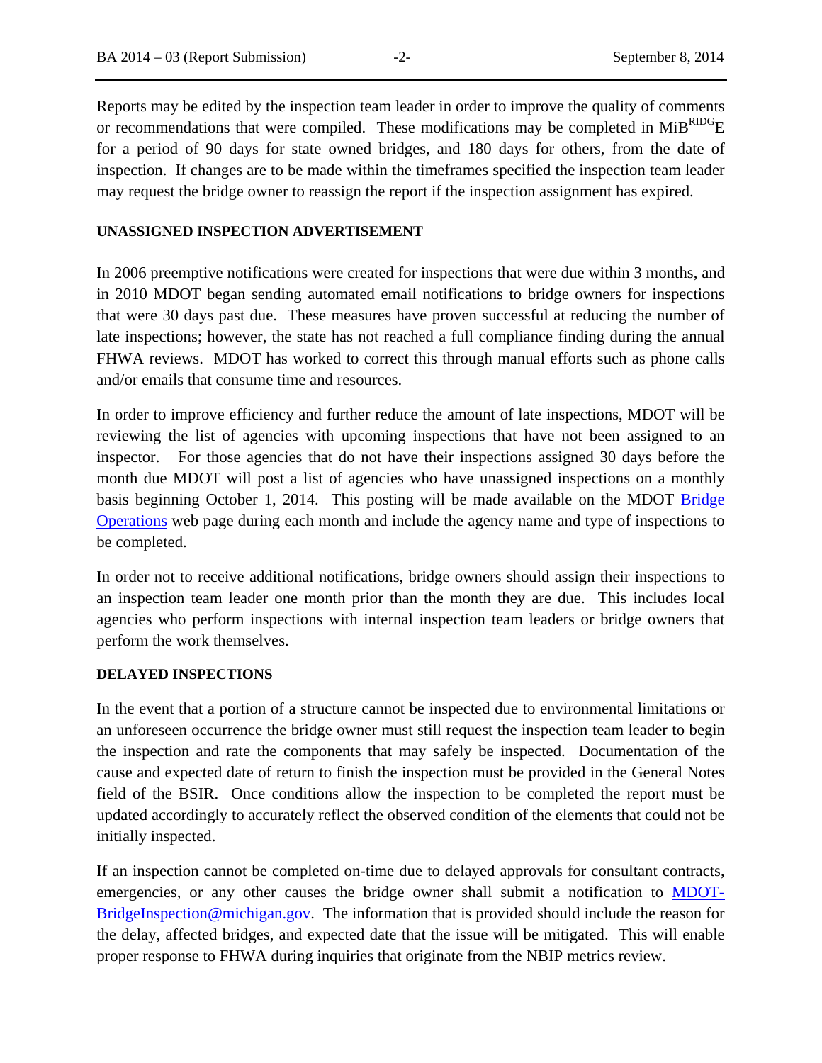Reports may be edited by the inspection team leader in order to improve the quality of comments or recommendations that were compiled. These modifications may be completed in MiB$^{RIDG}$E for a period of 90 days for state owned bridges, and 180 days for others, from the date of inspection. If changes are to be made within the timeframes specified the inspection team leader may request the bridge owner to reassign the report if the inspection assignment has expired.

**UNASSIGNED INSPECTION ADVERTISEMENT**

In 2006 preemptive notifications were created for inspections that were due within 3 months, and in 2010 MDOT began sending automated email notifications to bridge owners for inspections that were 30 days past due. These measures have proven successful at reducing the number of late inspections; however, the state has not reached a full compliance finding during the annual FHWA reviews. MDOT has worked to correct this through manual efforts such as phone calls and/or emails that consume time and resources.

In order to improve efficiency and further reduce the amount of late inspections, MDOT will be reviewing the list of agencies with upcoming inspections that have not been assigned to an inspector. For those agencies that do not have their inspections assigned 30 days before the month due MDOT will post a list of agencies who have unassigned inspections on a monthly basis beginning October 1, 2014. This posting will be made available on the MDOT [Bridge Operations](Bridge Operations) web page during each month and include the agency name and type of inspections to be completed.

In order not to receive additional notifications, bridge owners should assign their inspections to an inspection team leader one month prior than the month they are due. This includes local agencies who perform inspections with internal inspection team leaders or bridge owners that perform the work themselves.

**DELAYED INSPECTIONS**

In the event that a portion of a structure cannot be inspected due to environmental limitations or an unforeseen occurrence the bridge owner must still request the inspection team leader to begin the inspection and rate the components that may safely be inspected. Documentation of the cause and expected date of return to finish the inspection must be provided in the General Notes field of the BSIR. Once conditions allow the inspection to be completed the report must be updated accordingly to accurately reflect the observed condition of the elements that could not be initially inspected.

If an inspection cannot be completed on-time due to delayed approvals for consultant contracts, emergencies, or any other causes the bridge owner shall submit a notification to [MDOT-BridgeInspection@michigan.gov](mailto:MDOT-BridgeInspection@michigan.gov). The information that is provided should include the reason for the delay, affected bridges, and expected date that the issue will be mitigated. This will enable proper response to FHWA during inquiries that originate from the NBIP metrics review.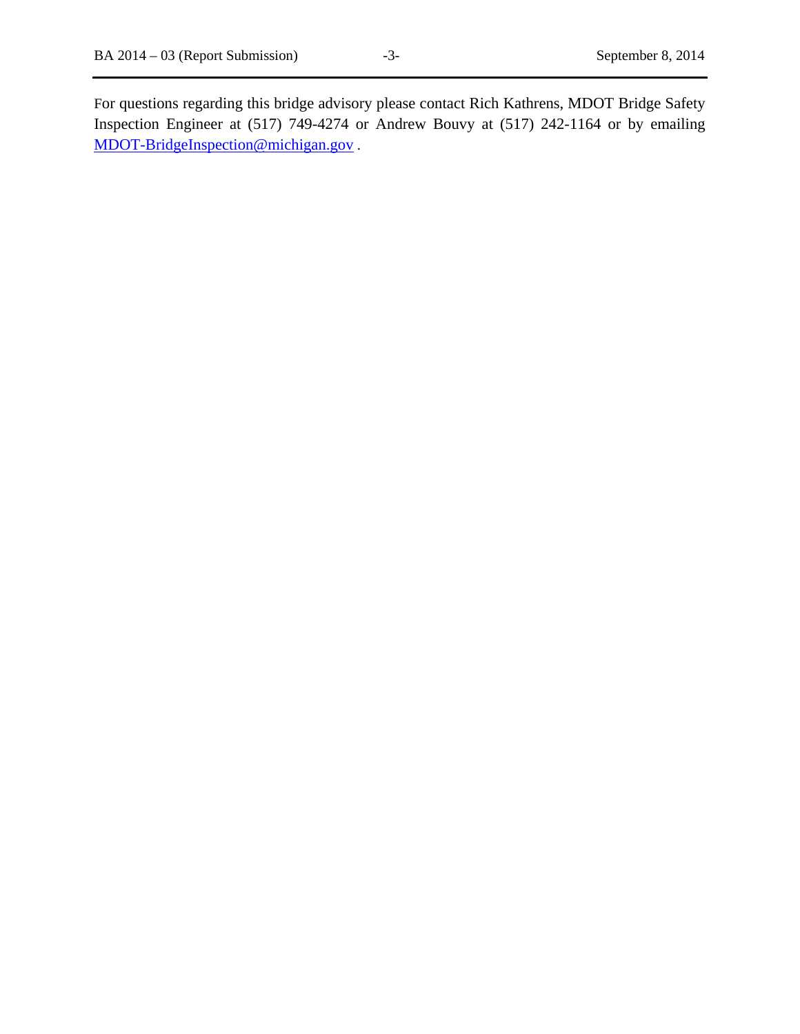For questions regarding this bridge advisory please contact Rich Kathrens, MDOT Bridge Safety Inspection Engineer at (517) 749-4274 or Andrew Bouvy at (517) 242-1164 or by emailing MDOT-BridgeInspection@michigan.gov .